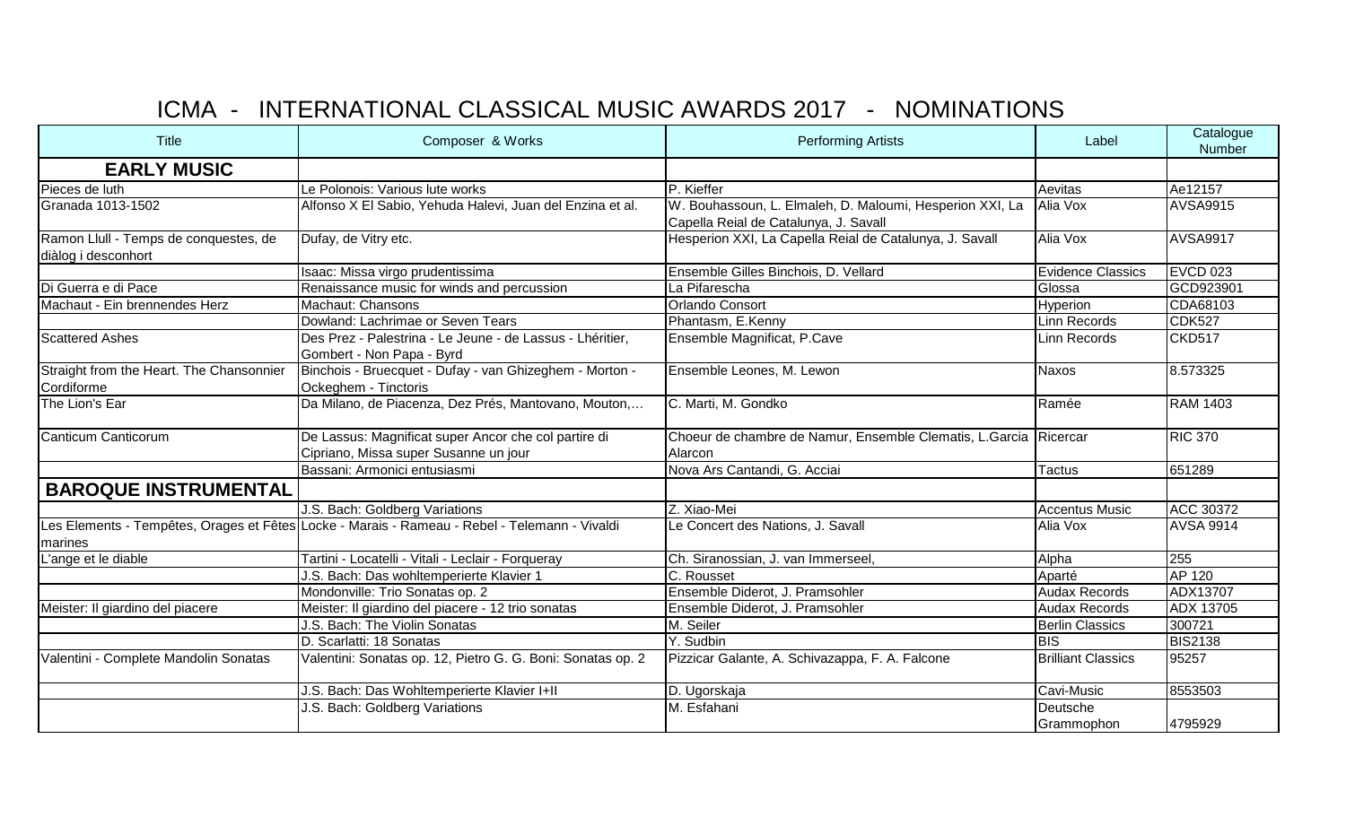# ICMA - INTERNATIONAL CLASSICAL MUSIC AWARDS 2017 - NOMINATIONS

| Title | Composer & Works | Performing Artists | Label | Catalogue Number |
|---|---|---|---|---|
| **EARLY MUSIC** | | | | |
| Pieces de luth | Le Polonois: Various lute works | P. Kieffer | Aevitas | Ae12157 |
| Granada 1013-1502 | Alfonso X El Sabio, Yehuda Halevi, Juan del Enzina et al. | W. Bouhassoun, L. Elmaleh, D. Maloumi, Hesperion XXI, La Capella Reial de Catalunya, J. Savall | Alia Vox | AVSA9915 |
| Ramon Llull - Temps de conquestes, de diàlog i desconhort | Dufay, de Vitry etc. | Hesperion XXI, La Capella Reial de Catalunya, J. Savall | Alia Vox | AVSA9917 |
| | Isaac: Missa virgo prudentissima | Ensemble Gilles Binchois, D. Vellard | Evidence Classics | EVCD 023 |
| Di Guerra e di Pace | Renaissance music for winds and percussion | La Pifarescha | Glossa | GCD923901 |
| Machaut - Ein brennendes Herz | Machaut: Chansons | Orlando Consort | Hyperion | CDA68103 |
| | Dowland: Lachrimae or Seven Tears | Phantasm, E.Kenny | Linn Records | CDK527 |
| Scattered Ashes | Des Prez - Palestrina - Le Jeune - de Lassus - Lhéritier, Gombert - Non Papa - Byrd | Ensemble Magnificat, P.Cave | Linn Records | CKD517 |
| Straight from the Heart. The Chansonnier Cordiforme | Binchois - Bruecquet - Dufay - van Ghizeghem - Morton - Ockeghem - Tinctoris | Ensemble Leones, M. Lewon | Naxos | 8.573325 |
| The Lion's Ear | Da Milano, de Piacenza, Dez Prés, Mantovano, Mouton,… | C. Marti, M. Gondko | Ramée | RAM 1403 |
| Canticum Canticorum | De Lassus: Magnificat super Ancor che col partire di Cipriano, Missa super Susanne un jour | Choeur de chambre de Namur, Ensemble Clematis, L.Garcia Alarcon | Ricercar | RIC 370 |
| | Bassani: Armonici entusiasmi | Nova Ars Cantandi, G. Acciai | Tactus | 651289 |
| **BAROQUE INSTRUMENTAL** | | | | |
| | J.S. Bach: Goldberg Variations | Z. Xiao-Mei | Accentus Music | ACC 30372 |
| Les Elements - Tempêtes, Orages et Fêtes marines | Locke - Marais - Rameau - Rebel - Telemann - Vivaldi | Le Concert des Nations, J. Savall | Alia Vox | AVSA 9914 |
| L'ange et le diable | Tartini - Locatelli - Vitali - Leclair - Forqueray | Ch. Siranossian, J. van Immerseel, | Alpha | 255 |
| | J.S. Bach: Das wohltemperierte Klavier 1 | C. Rousset | Aparté | AP 120 |
| | Mondonville: Trio Sonatas op. 2 | Ensemble Diderot, J. Pramsohler | Audax Records | ADX13707 |
| Meister: Il giardino del piacere | Meister: Il giardino del piacere - 12 trio sonatas | Ensemble Diderot, J. Pramsohler | Audax Records | ADX 13705 |
| | J.S. Bach: The Violin Sonatas | M. Seiler | Berlin Classics | 300721 |
| | D. Scarlatti: 18 Sonatas | Y. Sudbin | BIS | BIS2138 |
| Valentini - Complete Mandolin Sonatas | Valentini: Sonatas op. 12, Pietro G. G. Boni: Sonatas op. 2 | Pizzicar Galante, A. Schivazappa, F. A. Falcone | Brilliant Classics | 95257 |
| | J.S. Bach: Das Wohltemperierte Klavier I+II | D. Ugorskaja | Cavi-Music | 8553503 |
| | J.S. Bach: Goldberg Variations | M. Esfahani | Deutsche Grammophon | 4795929 |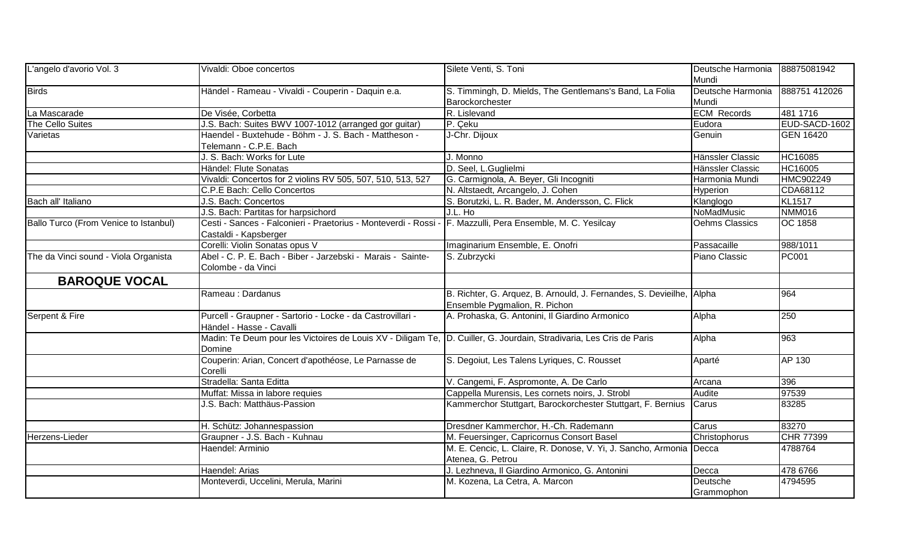| | | | | |
|---|---|---|---|---|
| L'angelo d'avorio Vol. 3 | Vivaldi: Oboe concertos | Silete Venti, S. Toni | Deutsche Harmonia Mundi | 88875081942 |
| Birds | Händel - Rameau - Vivaldi - Couperin - Daquin e.a. | S. Timmingh, D. Mields, The Gentlemans's Band, La Folia Barockorchester | Deutsche Harmonia Mundi | 888751 412026 |
| La Mascarade | De Visée, Corbetta | R. Lislevand | ECM Records | 481 1716 |
| The Cello Suites | J.S. Bach: Suites BWV 1007-1012 (arranged gor guitar) | P. Çeku | Eudora | EUD-SACD-1602 |
| Varietas | Haendel - Buxtehude - Böhm - J. S. Bach - Mattheson - Telemann - C.P.E. Bach | J-Chr. Dijoux | Genuin | GEN 16420 |
| | J. S. Bach: Works for Lute | J. Monno | Hänssler Classic | HC16085 |
| | Händel: Flute Sonatas | D. Seel, L.Guglielmi | Hänssler Classic | HC16005 |
| | Vivaldi: Concertos for 2 violins RV 505, 507, 510, 513, 527 | G. Carmignola, A. Beyer, Gli Incogniti | Harmonia Mundi | HMC902249 |
| | C.P.E Bach: Cello Concertos | N. Altstaedt, Arcangelo, J. Cohen | Hyperion | CDA68112 |
| Bach all' Italiano | J.S. Bach: Concertos | S. Borutzki, L. R. Bader, M. Andersson, C. Flick | Klanglogo | KL1517 |
| | J.S. Bach: Partitas for harpsichord | J.L. Ho | NoMadMusic | NMM016 |
| Ballo Turco (From Venice to Istanbul) | Cesti - Sances - Falconieri - Praetorius - Monteverdi - Rossi - Castaldi - Kapsberger | F. Mazzulli, Pera Ensemble, M. C. Yesilcay | Oehms Classics | OC 1858 |
| | Corelli: Violin Sonatas opus V | Imaginarium Ensemble, E. Onofri | Passacaille | 988/1011 |
| The da Vinci sound - Viola Organista | Abel - C. P. E. Bach - Biber - Jarzebski - Marais - Sainte-Colombe - da Vinci | S. Zubrzycki | Piano Classic | PC001 |
| **BAROQUE VOCAL** | | | | |
| | Rameau : Dardanus | B. Richter, G. Arquez, B. Arnould, J. Fernandes, S. Devieilhe, Ensemble Pygmalion, R. Pichon | Alpha | 964 |
| Serpent & Fire | Purcell - Graupner - Sartorio - Locke - da Castrovillari - Händel - Hasse - Cavalli | A. Prohaska, G. Antonini, Il Giardino Armonico | Alpha | 250 |
| | Madin: Te Deum pour les Victoires de Louis XV - Diligam Te, Domine | D. Cuiller, G. Jourdain, Stradivaria, Les Cris de Paris | Alpha | 963 |
| | Couperin: Arian, Concert d'apothéose, Le Parnasse de Corelli | S. Degoiut, Les Talens Lyriques, C. Rousset | Aparté | AP 130 |
| | Stradella: Santa Editta | V. Cangemi, F. Aspromonte, A. De Carlo | Arcana | 396 |
| | Muffat: Missa in labore requies | Cappella Murensis, Les cornets noirs, J. Strobl | Audite | 97539 |
| | J.S. Bach: Matthäus-Passion | Kammerchor Stuttgart, Barockorchester Stuttgart, F. Bernius | Carus | 83285 |
| | H. Schütz: Johannespassion | Dresdner Kammerchor, H.-Ch. Rademann | Carus | 83270 |
| Herzens-Lieder | Graupner - J.S. Bach - Kuhnau | M. Feuersinger, Capricornus Consort Basel | Christophorus | CHR 77399 |
| | Haendel: Arminio | M. E. Cencic, L. Claire, R. Donose, V. Yi, J. Sancho, Armonia Atenea, G. Petrou | Decca | 4788764 |
| | Haendel: Arias | J. Lezhneva, Il Giardino Armonico, G. Antonini | Decca | 478 6766 |
| | Monteverdi, Uccelini, Merula, Marini | M. Kozena, La Cetra, A. Marcon | Deutsche Grammophon | 4794595 |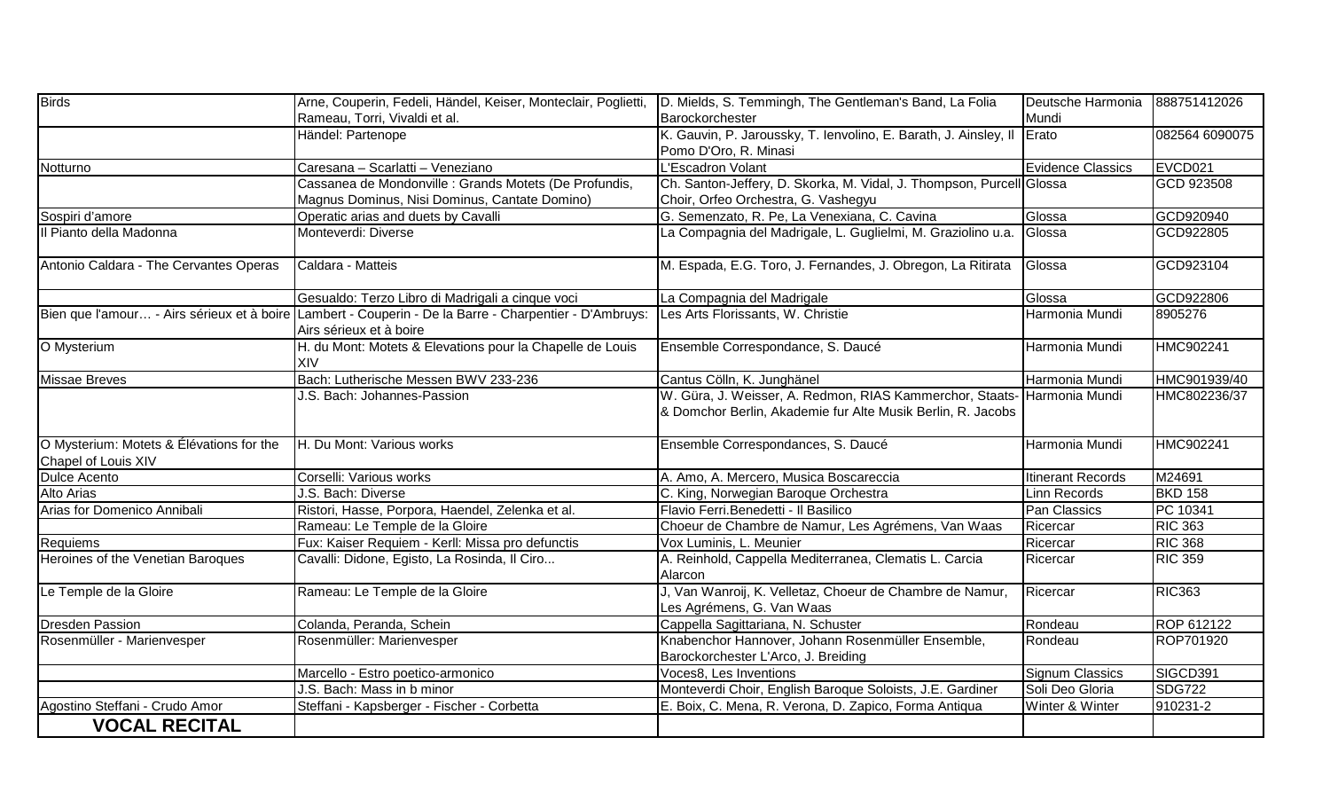| Birds | Arne, Couperin, Fedeli, Händel, Keiser, Monteclair, Poglietti, Rameau, Torri, Vivaldi et al. | D. Mields, S. Temmingh, The Gentleman's Band, La Folia Barockorchester | Deutsche Harmonia Mundi | 888751412026 |
|---|---|---|---|---|
| | Händel: Partenope | K. Gauvin, P. Jaroussky, T. Ienvolino, E. Barath, J. Ainsley, Il Pomo D'Oro, R. Minasi | Erato | 082564 6090075 |
| Notturno | Caresana – Scarlatti – Veneziano | L'Escadron Volant | Evidence Classics | EVCD021 |
| | Cassanea de Mondonville : Grands Motets (De Profundis, Magnus Dominus, Nisi Dominus, Cantate Domino) | Ch. Santon-Jeffery, D. Skorka, M. Vidal, J. Thompson, Purcell Choir, Orfeo Orchestra, G. Vashegyu | Glossa | GCD 923508 |
| Sospiri d'amore | Operatic arias and duets by Cavalli | G. Semenzato, R. Pe, La Venexiana, C. Cavina | Glossa | GCD920940 |
| Il Pianto della Madonna | Monteverdi: Diverse | La Compagnia del Madrigale, L. Guglielmi, M. Graziolino u.a. | Glossa | GCD922805 |
| Antonio Caldara - The Cervantes Operas | Caldara - Matteis | M. Espada, E.G. Toro, J. Fernandes, J. Obregon, La Ritirata | Glossa | GCD923104 |
| | Gesualdo: Terzo Libro di Madrigali a cinque voci | La Compagnia del Madrigale | Glossa | GCD922806 |
| Bien que l'amour… - Airs sérieux et à boire | Lambert - Couperin - De la Barre - Charpentier - D'Ambruys: Airs sérieux et à boire | Les Arts Florissants, W. Christie | Harmonia Mundi | 8905276 |
| O Mysterium | H. du Mont: Motets & Elevations pour la Chapelle de Louis XIV | Ensemble Correspondance, S. Daucé | Harmonia Mundi | HMC902241 |
| Missae Breves | Bach: Lutherische Messen BWV 233-236 | Cantus Cölln, K. Junghänel | Harmonia Mundi | HMC901939/40 |
| | J.S. Bach: Johannes-Passion | W. Güra, J. Weisser, A. Redmon, RIAS Kammerchor, Staats- & Domchor Berlin, Akademie fur Alte Musik Berlin, R. Jacobs | Harmonia Mundi | HMC802236/37 |
| O Mysterium: Motets & Élévations for the Chapel of Louis XIV | H. Du Mont: Various works | Ensemble Correspondances, S. Daucé | Harmonia Mundi | HMC902241 |
| Dulce Acento | Corselli: Various works | A. Amo, A. Mercero, Musica Boscareccia | Itinerant Records | M24691 |
| Alto Arias | J.S. Bach: Diverse | C. King, Norwegian Baroque Orchestra | Linn Records | BKD 158 |
| Arias for Domenico Annibali | Ristori, Hasse, Porpora, Haendel, Zelenka et al. | Flavio Ferri.Benedetti - Il Basilico | Pan Classics | PC 10341 |
| | Rameau: Le Temple de la Gloire | Choeur de Chambre de Namur, Les Agrémens, Van Waas | Ricercar | RIC 363 |
| Requiems | Fux: Kaiser Requiem - Kerll: Missa pro defunctis | Vox Luminis, L. Meunier | Ricercar | RIC 368 |
| Heroines of the Venetian Baroques | Cavalli: Didone, Egisto, La Rosinda, Il Ciro... | A. Reinhold, Cappella Mediterranea, Clematis L. Carcia Alarcon | Ricercar | RIC 359 |
| Le Temple de la Gloire | Rameau: Le Temple de la Gloire | J, Van Wanroij, K. Velletaz, Choeur de Chambre de Namur, Les Agrémens, G. Van Waas | Ricercar | RIC363 |
| Dresden Passion | Colanda, Peranda, Schein | Cappella Sagittariana, N. Schuster | Rondeau | ROP 612122 |
| Rosenmüller - Marienvesper | Rosenmüller: Marienvesper | Knabenchor Hannover, Johann Rosenmüller Ensemble, Barockorchester L'Arco, J. Breiding | Rondeau | ROP701920 |
| | Marcello - Estro poetico-armonico | Voces8, Les Inventions | Signum Classics | SIGCD391 |
| | J.S. Bach: Mass in b minor | Monteverdi Choir, English Baroque Soloists, J.E. Gardiner | Soli Deo Gloria | SDG722 |
| Agostino Steffani - Crudo Amor | Steffani - Kapsberger - Fischer - Corbetta | E. Boix, C. Mena, R. Verona, D. Zapico, Forma Antiqua | Winter & Winter | 910231-2 |
| **VOCAL RECITAL** | | | | |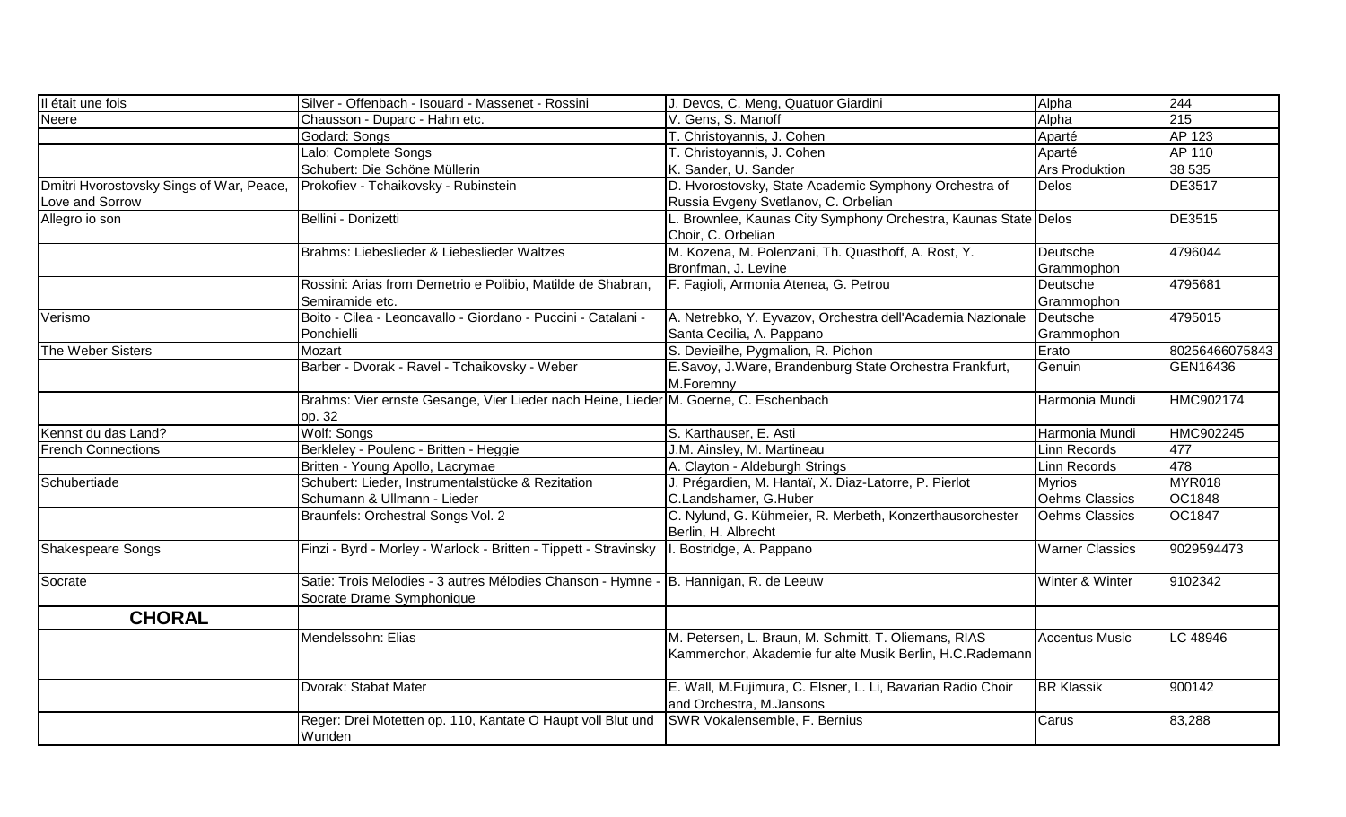| | | | | |
|---|---|---|---|---|
| Il était une fois | Silver - Offenbach - Isouard - Massenet - Rossini | J. Devos, C. Meng, Quatuor Giardini | Alpha | 244 |
| Neere | Chausson - Duparc - Hahn etc. | V. Gens, S. Manoff | Alpha | 215 |
| | Godard: Songs | T. Christoyannis, J. Cohen | Aparté | AP 123 |
| | Lalo: Complete Songs | T. Christoyannis, J. Cohen | Aparté | AP 110 |
| | Schubert: Die Schöne Müllerin | K. Sander, U. Sander | Ars Produktion | 38 535 |
| Dmitri Hvorostovsky Sings of War, Peace, Love and Sorrow | Prokofiev - Tchaikovsky - Rubinstein | D. Hvorostovsky, State Academic Symphony Orchestra of Russia Evgeny Svetlanov, C. Orbelian | Delos | DE3517 |
| Allegro io son | Bellini - Donizetti | L. Brownlee, Kaunas City Symphony Orchestra, Kaunas State Choir, C. Orbelian | Delos | DE3515 |
| | Brahms: Liebeslieder & Liebeslieder Waltzes | M. Kozena, M. Polenzani, Th. Quasthoff, A. Rost, Y. Bronfman, J. Levine | Deutsche Grammophon | 4796044 |
| | Rossini: Arias from Demetrio e Polibio, Matilde de Shabran, Semiramide etc. | F. Fagioli, Armonia Atenea, G. Petrou | Deutsche Grammophon | 4795681 |
| Verismo | Boito - Cilea - Leoncavallo - Giordano - Puccini - Catalani - Ponchielli | A. Netrebko, Y. Eyvazov, Orchestra dell'Academia Nazionale Santa Cecilia, A. Pappano | Deutsche Grammophon | 4795015 |
| The Weber Sisters | Mozart | S. Devieilhe, Pygmalion, R. Pichon | Erato | 80256466075843 |
| | Barber - Dvorak - Ravel - Tchaikovsky - Weber | E.Savoy, J.Ware, Brandenburg State Orchestra Frankfurt, M.Foremny | Genuin | GEN16436 |
| | Brahms: Vier ernste Gesange, Vier Lieder nach Heine, Lieder op. 32 | M. Goerne, C. Eschenbach | Harmonia Mundi | HMC902174 |
| Kennst du das Land? | Wolf: Songs | S. Karthauser, E. Asti | Harmonia Mundi | HMC902245 |
| French Connections | Berkleley - Poulenc - Britten - Heggie | J.M. Ainsley, M. Martineau | Linn Records | 477 |
| | Britten - Young Apollo, Lacrymae | A. Clayton - Aldeburgh Strings | Linn Records | 478 |
| Schubertiade | Schubert: Lieder, Instrumentalstücke & Rezitation | J. Prégardien, M. Hantaï, X. Diaz-Latorre, P. Pierlot | Myrios | MYR018 |
| | Schumann & Ullmann - Lieder | C.Landshamer, G.Huber | Oehms Classics | OC1848 |
| | Braunfels: Orchestral Songs Vol. 2 | C. Nylund, G. Kühmeier, R. Merbeth, Konzerthausorchester Berlin, H. Albrecht | Oehms Classics | OC1847 |
| Shakespeare Songs | Finzi - Byrd - Morley - Warlock - Britten - Tippett - Stravinsky | I. Bostridge, A. Pappano | Warner Classics | 9029594473 |
| Socrate | Satie: Trois Melodies - 3 autres Mélodies Chanson - Hymne - Socrate Drame Symphonique | B. Hannigan, R. de Leeuw | Winter & Winter | 9102342 |
| **CHORAL** | | | | |
| | Mendelssohn: Elias | M. Petersen, L. Braun, M. Schmitt, T. Oliemans, RIAS Kammerchor, Akademie fur alte Musik Berlin, H.C.Rademann | Accentus Music | LC 48946 |
| | Dvorak: Stabat Mater | E. Wall, M.Fujimura, C. Elsner, L. Li, Bavarian Radio Choir and Orchestra, M.Jansons | BR Klassik | 900142 |
| | Reger: Drei Motetten op. 110, Kantate O Haupt voll Blut und Wunden | SWR Vokalensemble, F. Bernius | Carus | 83,288 |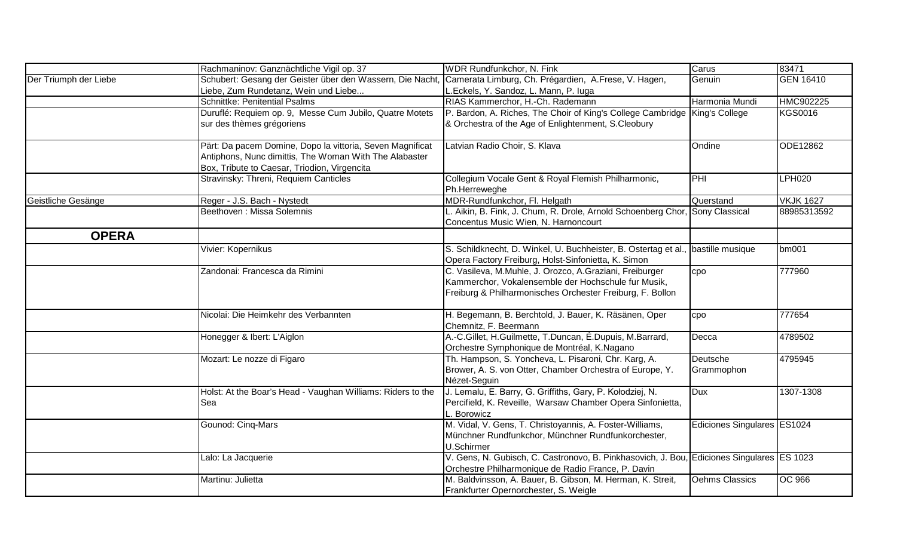| | | | | |
|---|---|---|---|---|
| | Rachmaninov: Ganznächtliche Vigil op. 37 | WDR Rundfunkchor, N. Fink | Carus | 83471 |
| Der Triumph der Liebe | Schubert: Gesang der Geister über den Wassern, Die Nacht, Liebe, Zum Rundetanz, Wein und Liebe... | Camerata Limburg, Ch. Prégardien, A.Frese, V. Hagen, L.Eckels, Y. Sandoz, L. Mann, P. Iuga | Genuin | GEN 16410 |
| | Schnittke: Penitential Psalms | RIAS Kammerchor, H.-Ch. Rademann | Harmonia Mundi | HMC902225 |
| | Duruflé: Requiem op. 9, Messe Cum Jubilo, Quatre Motets sur des thèmes grégoriens | P. Bardon, A. Riches, The Choir of King's College Cambridge & Orchestra of the Age of Enlightenment, S.Cleobury | King's College | KGS0016 |
| | Pärt: Da pacem Domine, Dopo la vittoria, Seven Magnificat Antiphons, Nunc dimittis, The Woman With The Alabaster Box, Tribute to Caesar, Triodion, Virgencita | Latvian Radio Choir, S. Klava | Ondine | ODE12862 |
| | Stravinsky: Threni, Requiem Canticles | Collegium Vocale Gent & Royal Flemish Philharmonic, Ph.Herreweghe | PHI | LPH020 |
| Geistliche Gesänge | Reger - J.S. Bach - Nystedt | MDR-Rundfunkchor, Fl. Helgath | Querstand | VKJK 1627 |
| | Beethoven : Missa Solemnis | L. Aikin, B. Fink, J. Chum, R. Drole, Arnold Schoenberg Chor, Concentus Music Wien, N. Harnoncourt | Sony Classical | 88985313592 |
| **OPERA** | | | | |
| | Vivier: Kopernikus | S. Schildknecht, D. Winkel, U. Buchheister, B. Ostertag et al., Opera Factory Freiburg, Holst-Sinfonietta, K. Simon | bastille musique | bm001 |
| | Zandonai: Francesca da Rimini | C. Vasileva, M.Muhle, J. Orozco, A.Graziani, Freiburger Kammerchor, Vokalensemble der Hochschule fur Musik, Freiburg & Philharmonisches Orchester Freiburg, F. Bollon | cpo | 777960 |
| | Nicolai: Die Heimkehr des Verbannten | H. Begemann, B. Berchtold, J. Bauer, K. Räsänen, Oper Chemnitz, F. Beermann | cpo | 777654 |
| | Honegger & Ibert: L'Aiglon | A.-C.Gillet, H.Guilmette, T.Duncan, É.Dupuis, M.Barrard, Orchestre Symphonique de Montréal, K.Nagano | Decca | 4789502 |
| | Mozart: Le nozze di Figaro | Th. Hampson, S. Yoncheva, L. Pisaroni, Chr. Karg, A. Brower, A. S. von Otter, Chamber Orchestra of Europe, Y. Nézet-Seguin | Deutsche Grammophon | 4795945 |
| | Holst: At the Boar's Head - Vaughan Williams: Riders to the Sea | J. Lemalu, E. Barry, G. Griffiths, Gary, P. Kołodziej, N. Percifield, K. Reveille, Warsaw Chamber Opera Sinfonietta, L. Borowicz | Dux | 1307-1308 |
| | Gounod: Cinq-Mars | M. Vidal, V. Gens, T. Christoyannis, A. Foster-Williams, Münchner Rundfunkchor, Münchner Rundfunkorchester, U.Schirmer | Ediciones Singulares | ES1024 |
| | Lalo: La Jacquerie | V. Gens, N. Gubisch, C. Castronovo, B. Pinkhasovich, J. Bou, Orchestre Philharmonique de Radio France, P. Davin | Ediciones Singulares | ES 1023 |
| | Martinu: Julietta | M. Baldvinsson, A. Bauer, B. Gibson, M. Herman, K. Streit, Frankfurter Opernorchester, S. Weigle | Oehms Classics | OC 966 |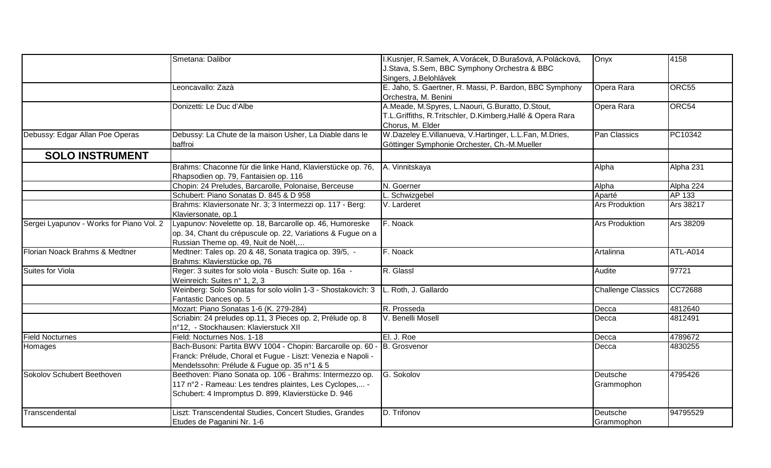| | | | | |
|---|---|---|---|---|
| | Smetana: Dalibor | I.Kusnjer, R.Samek, A.Vorácek, D.Burašová, A.Polácková, J.Stava, S.Sem, BBC Symphony Orchestra & BBC Singers, J.Belohlávek | Onyx | 4158 |
| | Leoncavallo: Zazà | E. Jaho, S. Gaertner, R. Massi, P. Bardon, BBC Symphony Orchestra, M. Benini | Opera Rara | ORC55 |
| | Donizetti: Le Duc d'Albe | A.Meade, M.Spyres, L.Naouri, G.Buratto, D.Stout, T.L.Griffiths, R.Tritschler, D.Kimberg,Hallé & Opera Rara Chorus, M. Elder | Opera Rara | ORC54 |
| Debussy: Edgar Allan Poe Operas | Debussy: La Chute de la maison Usher, La Diable dans le baffroi | W.Dazeley E.Villanueva, V.Hartinger, L.L.Fan, M.Dries, Göttinger Symphonie Orchester, Ch.-M.Mueller | Pan Classics | PC10342 |
| **SOLO INSTRUMENT** | | | | |
| | Brahms: Chaconne für die linke Hand, Klavierstücke op. 76, Rhapsodien op. 79, Fantaisien op. 116 | A. Vinnitskaya | Alpha | Alpha 231 |
| | Chopin: 24 Preludes, Barcarolle, Polonaise, Berceuse | N. Goerner | Alpha | Alpha 224 |
| | Schubert: Piano Sonatas D. 845 & D 958 | L. Schwizgebel | Aparté | AP 133 |
| | Brahms: Klaviersonate Nr. 3; 3 Intermezzi op. 117 - Berg: Klaviersonate, op.1 | V. Larderet | Ars Produktion | Ars 38217 |
| Sergei Lyapunov - Works for Piano Vol. 2 | Lyapunov: Novelette op. 18, Barcarolle op. 46, Humoreske op. 34, Chant du crépuscule op. 22, Variations & Fugue on a Russian Theme op. 49, Nuit de Noël,… | F. Noack | Ars Produktion | Ars 38209 |
| Florian Noack Brahms & Medtner | Medtner: Tales op. 20 & 48, Sonata tragica op. 39/5, - Brahms: Klavierstücke op, 76 | F. Noack | Artalinna | ATL-A014 |
| Suites for Viola | Reger: 3 suites for solo viola - Busch: Suite op. 16a - Weinreich: Suites n° 1, 2, 3 | R. Glassl | Audite | 97721 |
| | Weinberg: Solo Sonatas for solo violin 1-3 - Shostakovich: 3 Fantastic Dances op. 5 | L. Roth, J. Gallardo | Challenge Classics | CC72688 |
| | Mozart: Piano Sonatas 1-6 (K. 279-284) | R. Prosseda | Decca | 4812640 |
| | Scriabin: 24 preludes op.11, 3 Pieces op. 2, Prélude op. 8 n°12, - Stockhausen: Klavierstuck XII | V. Benelli Mosell | Decca | 4812491 |
| Field Nocturnes | Field: Nocturnes Nos. 1-18 | El. J. Roe | Decca | 4789672 |
| Homages | Bach-Busoni: Partita BWV 1004 - Chopin: Barcarolle op. 60 - Franck: Prélude, Choral et Fugue - Liszt: Venezia e Napoli - Mendelssohn: Prélude & Fugue op. 35 n°1 & 5 | B. Grosvenor | Decca | 4830255 |
| Sokolov Schubert Beethoven | Beethoven: Piano Sonata op. 106 - Brahms: Intermezzo op. 117 n°2 - Rameau: Les tendres plaintes, Les Cyclopes,... - Schubert: 4 Impromptus D. 899, Klavierstücke D. 946 | G. Sokolov | Deutsche Grammophon | 4795426 |
| Transcendental | Liszt: Transcendental Studies, Concert Studies, Grandes Etudes de Paganini Nr. 1-6 | D. Trifonov | Deutsche Grammophon | 94795529 |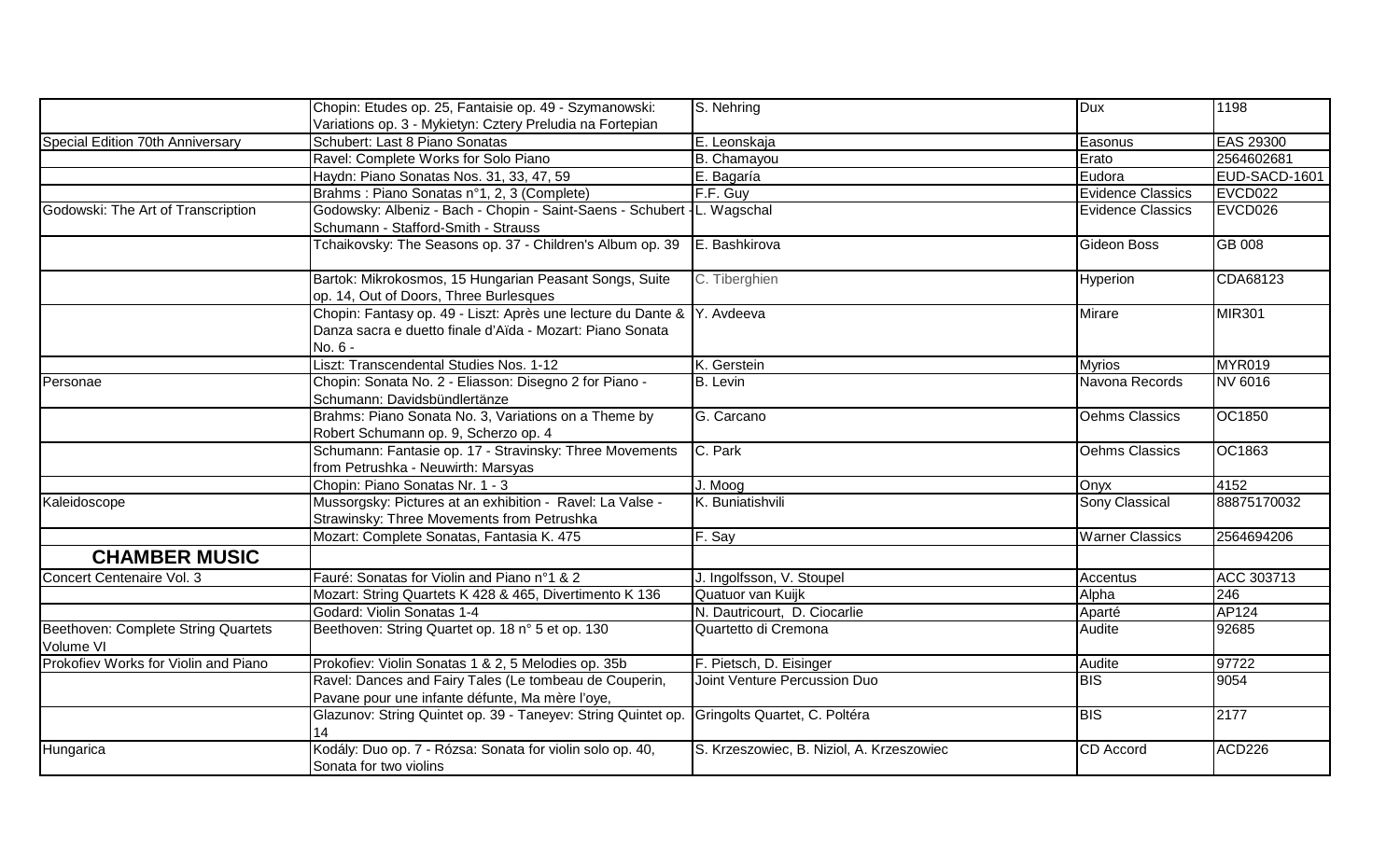|  |  |  |  |  |
|---|---|---|---|---|
|  | Chopin: Etudes op. 25, Fantaisie op. 49 - Szymanowski: Variations op. 3 - Mykietyn: Cztery Preludia na Fortepian | S. Nehring | Dux | 1198 |
| Special Edition 70th Anniversary | Schubert: Last 8 Piano Sonatas | E. Leonskaja | Easonus | EAS 29300 |
|  | Ravel: Complete Works for Solo Piano | B. Chamayou | Erato | 2564602681 |
|  | Haydn: Piano Sonatas Nos. 31, 33, 47, 59 | E. Bagaría | Eudora | EUD-SACD-1601 |
|  | Brahms : Piano Sonatas n°1, 2, 3 (Complete) | F.F. Guy | Evidence Classics | EVCD022 |
| Godowski: The Art of Transcription | Godowsky: Albeniz - Bach - Chopin - Saint-Saens - Schubert - Schumann - Stafford-Smith - Strauss | L. Wagschal | Evidence Classics | EVCD026 |
|  | Tchaikovsky: The Seasons op. 37 - Children's Album op. 39 | E. Bashkirova | Gideon Boss | GB 008 |
|  | Bartok: Mikrokosmos, 15 Hungarian Peasant Songs, Suite op. 14, Out of Doors, Three Burlesques | C. Tiberghien | Hyperion | CDA68123 |
|  | Chopin: Fantasy op. 49 - Liszt: Après une lecture du Dante & Danza sacra e duetto finale d'Aïda - Mozart: Piano Sonata No. 6 - | Y. Avdeeva | Mirare | MIR301 |
|  | Liszt: Transcendental Studies Nos. 1-12 | K. Gerstein | Myrios | MYR019 |
| Personae | Chopin: Sonata No. 2 - Eliasson: Disegno 2 for Piano - Schumann: Davidsbündlertänze | B. Levin | Navona Records | NV 6016 |
|  | Brahms: Piano Sonata No. 3, Variations on a Theme by Robert Schumann op. 9, Scherzo op. 4 | G. Carcano | Oehms Classics | OC1850 |
|  | Schumann: Fantasie op. 17 - Stravinsky: Three Movements from Petrushka - Neuwirth: Marsyas | C. Park | Oehms Classics | OC1863 |
|  | Chopin: Piano Sonatas Nr. 1 - 3 | J. Moog | Onyx | 4152 |
| Kaleidoscope | Mussorgsky: Pictures at an exhibition - Ravel: La Valse - Strawinsky: Three Movements from Petrushka | K. Buniatishvili | Sony Classical | 88875170032 |
|  | Mozart: Complete Sonatas, Fantasia K. 475 | F. Say | Warner Classics | 2564694206 |
| **CHAMBER MUSIC** |  |  |  |  |
| Concert Centenaire Vol. 3 | Fauré: Sonatas for Violin and Piano n°1 & 2 | J. Ingolfsson, V. Stoupel | Accentus | ACC 303713 |
|  | Mozart: String Quartets K 428 & 465, Divertimento K 136 | Quatuor van Kuijk | Alpha | 246 |
|  | Godard: Violin Sonatas 1-4 | N. Dautricourt, D. Ciocarlie | Aparté | AP124 |
| Beethoven: Complete String Quartets Volume VI | Beethoven: String Quartet op. 18 n° 5 et op. 130 | Quartetto di Cremona | Audite | 92685 |
| Prokofiev Works for Violin and Piano | Prokofiev: Violin Sonatas 1 & 2, 5 Melodies op. 35b | F. Pietsch, D. Eisinger | Audite | 97722 |
|  | Ravel: Dances and Fairy Tales (Le tombeau de Couperin, Pavane pour une infante défunte, Ma mère l'oye, | Joint Venture Percussion Duo | BIS | 9054 |
|  | Glazunov: String Quintet op. 39 - Taneyev: String Quintet op. 14 | Gringolts Quartet, C. Poltéra | BIS | 2177 |
| Hungarica | Kodály: Duo op. 7 - Rózsa: Sonata for violin solo op. 40, Sonata for two violins | S. Krzeszowiec, B. Niziol, A. Krzeszowiec | CD Accord | ACD226 |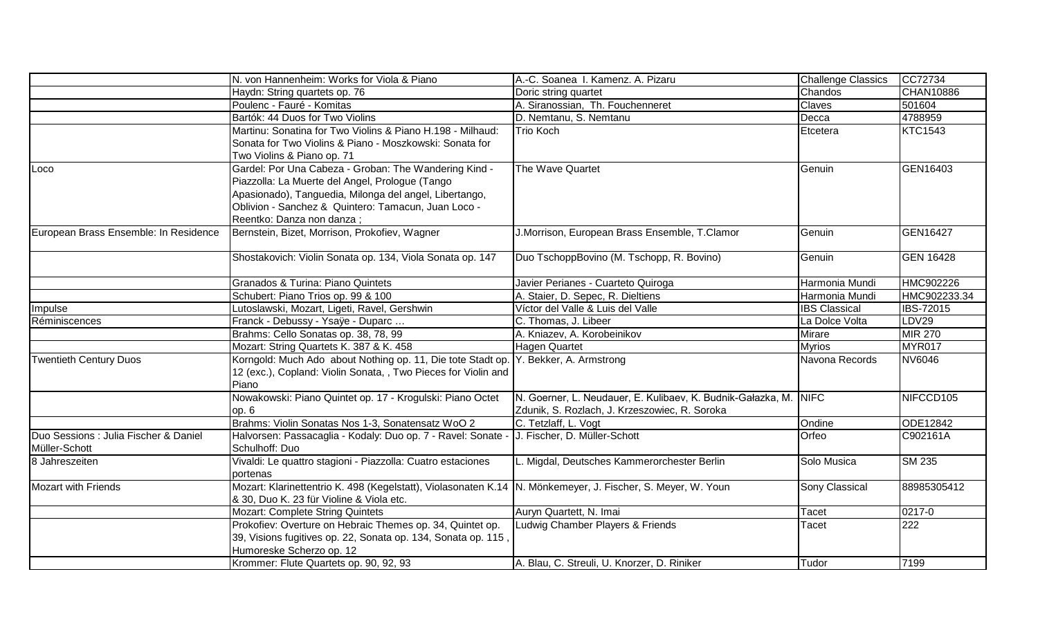| | | | | |
|---|---|---|---|---|
| | N. von Hannenheim: Works for Viola & Piano | A.-C. Soanea I. Kamenz. A. Pizaru | Challenge Classics | CC72734 |
| | Haydn: String quartets op. 76 | Doric string quartet | Chandos | CHAN10886 |
| | Poulenc - Fauré - Komitas | A. Siranossian, Th. Fouchenneret | Claves | 501604 |
| | Bartók: 44 Duos for Two Violins | D. Nemtanu, S. Nemtanu | Decca | 4788959 |
| | Martinu: Sonatina for Two Violins & Piano H.198 - Milhaud: Sonata for Two Violins & Piano - Moszkowski: Sonata for Two Violins & Piano op. 71 | Trio Koch | Etcetera | KTC1543 |
| Loco | Gardel: Por Una Cabeza - Groban: The Wandering Kind - Piazzolla: La Muerte del Angel, Prologue (Tango Apasionado), Tanguedia, Milonga del angel, Libertango, Oblivion - Sanchez & Quintero: Tamacun, Juan Loco - Reentko: Danza non danza ; | The Wave Quartet | Genuin | GEN16403 |
| European Brass Ensemble: In Residence | Bernstein, Bizet, Morrison, Prokofiev, Wagner | J.Morrison, European Brass Ensemble, T.Clamor | Genuin | GEN16427 |
| | Shostakovich: Violin Sonata op. 134, Viola Sonata op. 147 | Duo TschoppBovino (M. Tschopp, R. Bovino) | Genuin | GEN 16428 |
| | Granados & Turina: Piano Quintets | Javier Perianes - Cuarteto Quiroga | Harmonia Mundi | HMC902226 |
| | Schubert: Piano Trios op. 99 & 100 | A. Staier, D. Sepec, R. Dieltiens | Harmonia Mundi | HMC902233.34 |
| Impulse | Lutoslawski, Mozart, Ligeti, Ravel, Gershwin | Víctor del Valle & Luis del Valle | IBS Classical | IBS-72015 |
| Réminiscences | Franck - Debussy - Ysaÿe - Duparc … | C. Thomas, J. Libeer | La Dolce Volta | LDV29 |
| | Brahms: Cello Sonatas op. 38, 78, 99 | A. Kniazev, A. Korobeinikov | Mirare | MIR 270 |
| | Mozart: String Quartets K. 387 & K. 458 | Hagen Quartet | Myrios | MYR017 |
| Twentieth Century Duos | Korngold: Much Ado about Nothing op. 11, Die tote Stadt op. 12 (exc.), Copland: Violin Sonata, , Two Pieces for Violin and Piano | Y. Bekker, A. Armstrong | Navona Records | NV6046 |
| | Nowakowski: Piano Quintet op. 17 - Krogulski: Piano Octet op. 6 | N. Goerner, L. Neudauer, E. Kulibaev, K. Budnik-Gałazka, M. Zdunik, S. Rozlach, J. Krzeszowiec, R. Soroka | NIFC | NIFCCD105 |
| | Brahms: Violin Sonatas Nos 1-3, Sonatensatz WoO 2 | C. Tetzlaff, L. Vogt | Ondine | ODE12842 |
| Duo Sessions : Julia Fischer & Daniel Müller-Schott | Halvorsen: Passacaglia - Kodaly: Duo op. 7 - Ravel: Sonate - Schulhoff: Duo | J. Fischer, D. Müller-Schott | Orfeo | C902161A |
| 8 Jahreszeiten | Vivaldi: Le quattro stagioni - Piazzolla: Cuatro estaciones portenas | L. Migdal, Deutsches Kammerorchester Berlin | Solo Musica | SM 235 |
| Mozart with Friends | Mozart: Klarinettentrio K. 498 (Kegelstatt), Violasonaten K.14 & 30, Duo K. 23 für Violine & Viola etc. | N. Mönkemeyer, J. Fischer, S. Meyer, W. Youn | Sony Classical | 88985305412 |
| | Mozart: Complete String Quintets | Auryn Quartett, N. Imai | Tacet | 0217-0 |
| | Prokofiev: Overture on Hebraic Themes op. 34, Quintet op. 39, Visions fugitives op. 22, Sonata op. 134, Sonata op. 115 , Humoreske Scherzo op. 12 | Ludwig Chamber Players & Friends | Tacet | 222 |
| | Krommer: Flute Quartets op. 90, 92, 93 | A. Blau, C. Streuli, U. Knorzer, D. Riniker | Tudor | 7199 |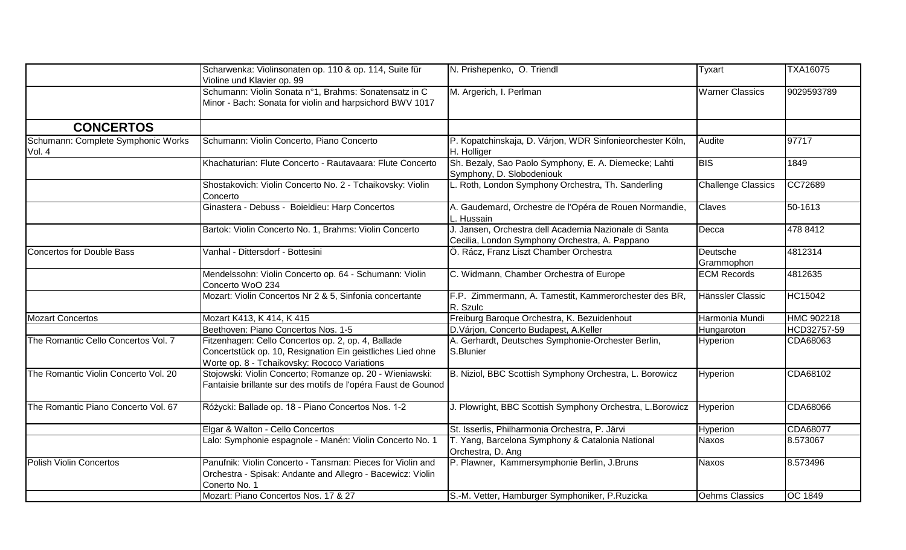| | | | | |
|---|---|---|---|---|
| | Scharwenka: Violinsonaten op. 110 & op. 114, Suite für Violine und Klavier op. 99 | N. Prishepenko, O. Triendl | Tyxart | TXA16075 |
| | Schumann: Violin Sonata n°1, Brahms: Sonatensatz in C Minor - Bach: Sonata for violin and harpsichord BWV 1017 | M. Argerich, I. Perlman | Warner Classics | 9029593789 |
| **CONCERTOS** | | | | |
| Schumann: Complete Symphonic Works Vol. 4 | Schumann: Violin Concerto, Piano Concerto | P. Kopatchinskaja, D. Várjon, WDR Sinfonieorchester Köln, H. Holliger | Audite | 97717 |
| | Khachaturian: Flute Concerto - Rautavaara: Flute Concerto | Sh. Bezaly, Sao Paolo Symphony, E. A. Diemecke; Lahti Symphony, D. Slobodeniouk | BIS | 1849 |
| | Shostakovich: Violin Concerto No. 2 - Tchaikovsky: Violin Concerto | L. Roth, London Symphony Orchestra, Th. Sanderling | Challenge Classics | CC72689 |
| | Ginastera - Debuss - Boieldieu: Harp Concertos | A. Gaudemard, Orchestre de l'Opéra de Rouen Normandie, L. Hussain | Claves | 50-1613 |
| | Bartok: Violin Concerto No. 1, Brahms: Violin Concerto | J. Jansen, Orchestra dell Academia Nazionale di Santa Cecilia, London Symphony Orchestra, A. Pappano | Decca | 478 8412 |
| Concertos for Double Bass | Vanhal - Dittersdorf - Bottesini | Ö. Rácz, Franz Liszt Chamber Orchestra | Deutsche Grammophon | 4812314 |
| | Mendelssohn: Violin Concerto op. 64 - Schumann: Violin Concerto WoO 234 | C. Widmann, Chamber Orchestra of Europe | ECM Records | 4812635 |
| | Mozart: Violin Concertos Nr 2 & 5, Sinfonia concertante | F.P. Zimmermann, A. Tamestit, Kammerorchester des BR, R. Szulc | Hänssler Classic | HC15042 |
| Mozart Concertos | Mozart K413, K 414, K 415 | Freiburg Baroque Orchestra, K. Bezuidenhout | Harmonia Mundi | HMC 902218 |
| | Beethoven: Piano Concertos Nos. 1-5 | D.Várjon, Concerto Budapest, A.Keller | Hungaroton | HCD32757-59 |
| The Romantic Cello Concertos Vol. 7 | Fitzenhagen: Cello Concertos op. 2, op. 4, Ballade Concertstück op. 10, Resignation Ein geistliches Lied ohne Worte op. 8 - Tchaikovsky: Rococo Variations | A. Gerhardt, Deutsches Symphonie-Orchester Berlin, S.Blunier | Hyperion | CDA68063 |
| The Romantic Violin Concerto Vol. 20 | Stojowski: Violin Concerto; Romanze op. 20 - Wieniawski: Fantaisie brillante sur des motifs de l'opéra Faust de Gounod | B. Niziol, BBC Scottish Symphony Orchestra, L. Borowicz | Hyperion | CDA68102 |
| The Romantic Piano Concerto Vol. 67 | Różycki: Ballade op. 18 - Piano Concertos Nos. 1-2 | J. Plowright, BBC Scottish Symphony Orchestra, L.Borowicz | Hyperion | CDA68066 |
| | Elgar & Walton - Cello Concertos | St. Isserlis, Philharmonia Orchestra, P. Järvi | Hyperion | CDA68077 |
| | Lalo: Symphonie espagnole - Manén: Violin Concerto No. 1 | T. Yang, Barcelona Symphony & Catalonia National Orchestra, D. Ang | Naxos | 8.573067 |
| Polish Violin Concertos | Panufnik: Violin Concerto - Tansman: Pieces for Violin and Orchestra - Spisak: Andante and Allegro - Bacewicz: Violin Conerto No. 1 | P. Plawner, Kammersymphonie Berlin, J.Bruns | Naxos | 8.573496 |
| | Mozart: Piano Concertos Nos. 17 & 27 | S.-M. Vetter, Hamburger Symphoniker, P.Ruzicka | Oehms Classics | OC 1849 |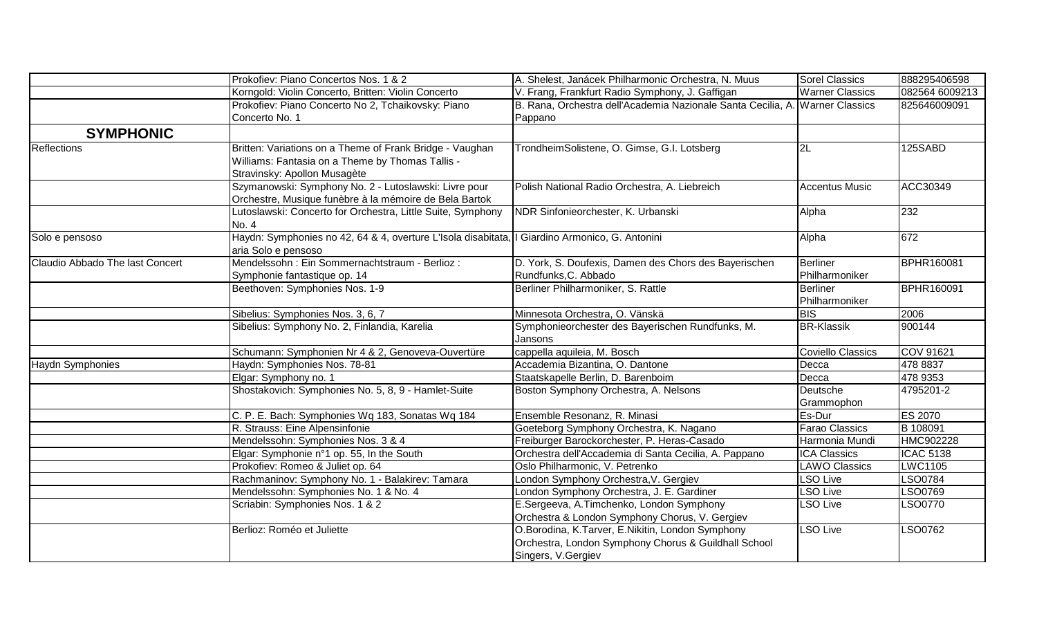| | | | | |
|---|---|---|---|---|
| | Prokofiev: Piano Concertos Nos. 1 & 2 | A. Shelest, Janácek Philharmonic Orchestra, N. Muus | Sorel Classics | 888295406598 |
| | Korngold: Violin Concerto, Britten: Violin Concerto | V. Frang, Frankfurt Radio Symphony, J. Gaffigan | Warner Classics | 082564 6009213 |
| | Prokofiev: Piano Concerto No 2, Tchaikovsky: Piano Concerto No. 1 | B. Rana, Orchestra dell'Academia Nazionale Santa Cecilia, A. Pappano | Warner Classics | 825646009091 |
| **SYMPHONIC** | | | | |
| Reflections | Britten: Variations on a Theme of Frank Bridge - Vaughan Williams: Fantasia on a Theme by Thomas Tallis - Stravinsky: Apollon Musagète | TrondheimSolistene, O. Gimse, G.I. Lotsberg | 2L | 125SABD |
| | Szymanowski: Symphony No. 2 - Lutoslawski: Livre pour Orchestre, Musique funèbre à la mémoire de Bela Bartok | Polish National Radio Orchestra, A. Liebreich | Accentus Music | ACC30349 |
| | Lutoslawski: Concerto for Orchestra, Little Suite, Symphony No. 4 | NDR Sinfonieorchester, K. Urbanski | Alpha | 232 |
| Solo e pensoso | Haydn: Symphonies no 42, 64 & 4, overture L'Isola disabitata, aria Solo e pensoso | I Giardino Armonico, G. Antonini | Alpha | 672 |
| Claudio Abbado The last Concert | Mendelssohn : Ein Sommernachtstraum - Berlioz : Symphonie fantastique op. 14 | D. York, S. Doufexis, Damen des Chors des Bayerischen Rundfunks,C. Abbado | Berliner Philharmoniker | BPHR160081 |
| | Beethoven: Symphonies Nos. 1-9 | Berliner Philharmoniker, S. Rattle | Berliner Philharmoniker | BPHR160091 |
| | Sibelius: Symphonies Nos. 3, 6, 7 | Minnesota Orchestra, O. Vänskä | BIS | 2006 |
| | Sibelius: Symphony No. 2, Finlandia, Karelia | Symphonieorchester des Bayerischen Rundfunks, M. Jansons | BR-Klassik | 900144 |
| | Schumann: Symphonien Nr 4 & 2, Genoveva-Ouvertüre | cappella aquileia, M. Bosch | Coviello Classics | COV 91621 |
| Haydn Symphonies | Haydn: Symphonies Nos. 78-81 | Accademia Bizantina, O. Dantone | Decca | 478 8837 |
| | Elgar: Symphony no. 1 | Staatskapelle Berlin, D. Barenboim | Decca | 478 9353 |
| | Shostakovich: Symphonies No. 5, 8, 9 - Hamlet-Suite | Boston Symphony Orchestra, A. Nelsons | Deutsche Grammophon | 4795201-2 |
| | C. P. E. Bach: Symphonies Wq 183, Sonatas Wq 184 | Ensemble Resonanz, R. Minasi | Es-Dur | ES 2070 |
| | R. Strauss: Eine Alpensinfonie | Goeteborg Symphony Orchestra, K. Nagano | Farao Classics | B 108091 |
| | Mendelssohn: Symphonies Nos. 3 & 4 | Freiburger Barockorchester, P. Heras-Casado | Harmonia Mundi | HMC902228 |
| | Elgar: Symphonie n°1 op. 55, In the South | Orchestra dell'Accademia di Santa Cecilia, A. Pappano | ICA Classics | ICAC 5138 |
| | Prokofiev: Romeo & Juliet op. 64 | Oslo Philharmonic, V. Petrenko | LAWO Classics | LWC1105 |
| | Rachmaninov: Symphony No. 1 - Balakirev: Tamara | London Symphony Orchestra,V. Gergiev | LSO Live | LSO0784 |
| | Mendelssohn: Symphonies No. 1 & No. 4 | London Symphony Orchestra, J. E. Gardiner | LSO Live | LSO0769 |
| | Scriabin: Symphonies Nos. 1 & 2 | E.Sergeeva, A.Timchenko, London Symphony Orchestra & London Symphony Chorus, V. Gergiev | LSO Live | LSO0770 |
| | Berlioz: Roméo et Juliette | O.Borodina, K.Tarver, E.Nikitin, London Symphony Orchestra, London Symphony Chorus & Guildhall School Singers, V.Gergiev | LSO Live | LSO0762 |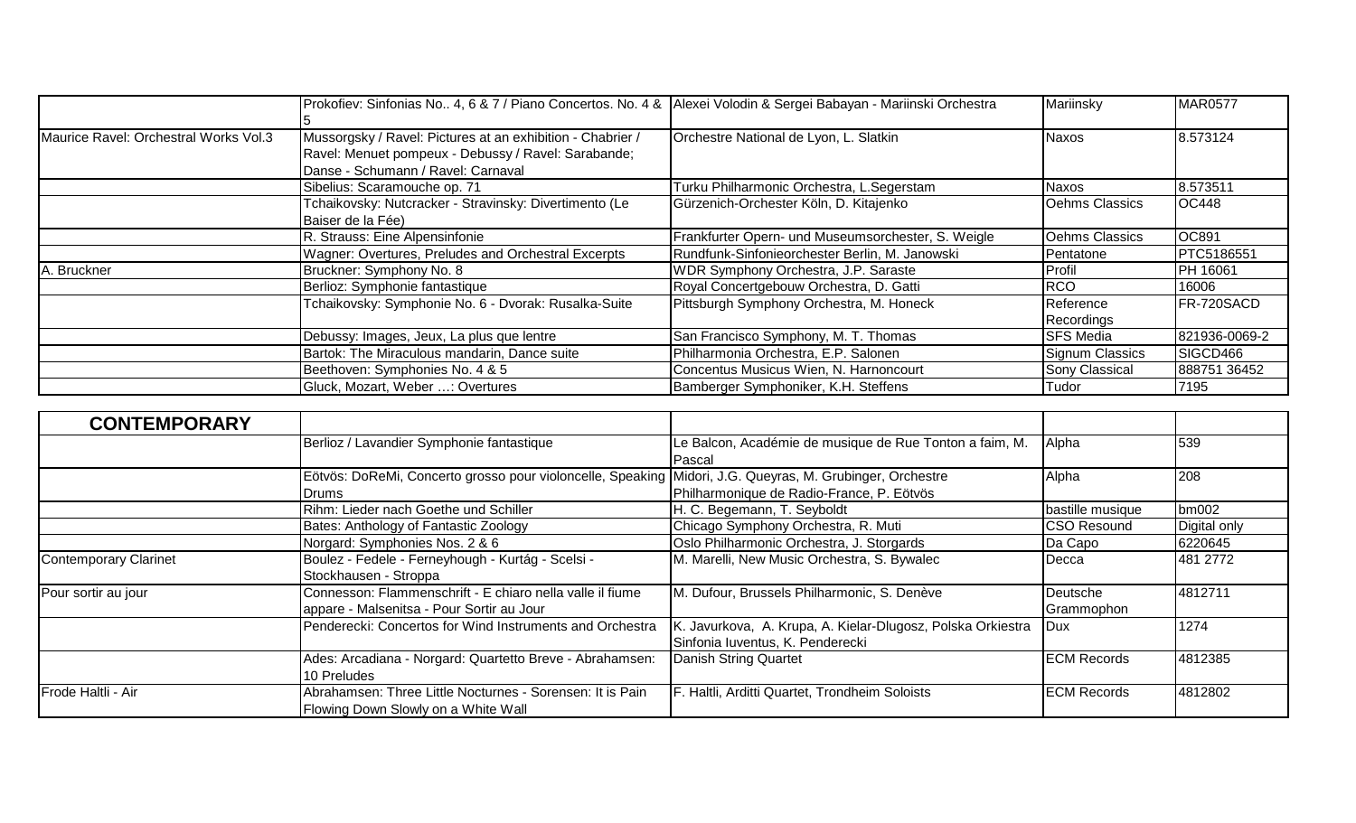| | | | | |
|---|---|---|---|---|
| | Prokofiev: Sinfonias No.. 4, 6 & 7 / Piano Concertos. No. 4 & 5 | Alexei Volodin & Sergei Babayan - Mariinski Orchestra | Mariinsky | MAR0577 |
| Maurice Ravel: Orchestral Works Vol.3 | Mussorgsky / Ravel: Pictures at an exhibition - Chabrier / Ravel: Menuet pompeux - Debussy / Ravel: Sarabande; Danse - Schumann / Ravel: Carnaval | Orchestre National de Lyon, L. Slatkin | Naxos | 8.573124 |
| | Sibelius: Scaramouche op. 71 | Turku Philharmonic Orchestra, L.Segerstam | Naxos | 8.573511 |
| | Tchaikovsky: Nutcracker - Stravinsky: Divertimento (Le Baiser de la Fée) | Gürzenich-Orchester Köln, D. Kitajenko | Oehms Classics | OC448 |
| | R. Strauss: Eine Alpensinfonie | Frankfurter Opern- und Museumsorchester, S. Weigle | Oehms Classics | OC891 |
| | Wagner: Overtures, Preludes and Orchestral Excerpts | Rundfunk-Sinfonieorchester Berlin, M. Janowski | Pentatone | PTC5186551 |
| A. Bruckner | Bruckner: Symphony No. 8 | WDR Symphony Orchestra, J.P. Saraste | Profil | PH 16061 |
| | Berlioz: Symphonie fantastique | Royal Concertgebouw Orchestra, D. Gatti | RCO | 16006 |
| | Tchaikovsky: Symphonie No. 6 - Dvorak: Rusalka-Suite | Pittsburgh Symphony Orchestra, M. Honeck | Reference Recordings | FR-720SACD |
| | Debussy: Images, Jeux, La plus que lentre | San Francisco Symphony, M. T. Thomas | SFS Media | 821936-0069-2 |
| | Bartok: The Miraculous mandarin, Dance suite | Philharmonia Orchestra, E.P. Salonen | Signum Classics | SIGCD466 |
| | Beethoven: Symphonies No. 4 & 5 | Concentus Musicus Wien, N. Harnoncourt | Sony Classical | 888751 36452 |
| | Gluck, Mozart, Weber …: Overtures | Bamberger Symphoniker, K.H. Steffens | Tudor | 7195 |

| **CONTEMPORARY** | | | | |
|---|---|---|---|---|
| | Berlioz / Lavandier Symphonie fantastique | Le Balcon, Académie de musique de Rue Tonton a faim, M. Pascal | Alpha | 539 |
| | Eötvös: DoReMi, Concerto grosso pour violoncelle, Speaking Drums | Midori, J.G. Queyras, M. Grubinger, Orchestre Philharmonique de Radio-France, P. Eötvös | Alpha | 208 |
| | Rihm: Lieder nach Goethe und Schiller | H. C. Begemann, T. Seyboldt | bastille musique | bm002 |
| | Bates: Anthology of Fantastic Zoology | Chicago Symphony Orchestra, R. Muti | CSO Resound | Digital only |
| | Norgard: Symphonies Nos. 2 & 6 | Oslo Philharmonic Orchestra, J. Storgards | Da Capo | 6220645 |
| Contemporary Clarinet | Boulez - Fedele - Ferneyhough - Kurtág - Scelsi - Stockhausen - Stroppa | M. Marelli, New Music Orchestra, S. Bywalec | Decca | 481 2772 |
| Pour sortir au jour | Connesson: Flammenschrift - E chiaro nella valle il fiume appare - Malsenitsa - Pour Sortir au Jour | M. Dufour, Brussels Philharmonic, S. Denève | Deutsche Grammophon | 4812711 |
| | Penderecki: Concertos for Wind Instruments and Orchestra | K. Javurkova, A. Krupa, A. Kielar-Dlugosz, Polska Orkiestra Sinfonia Iuventus, K. Penderecki | Dux | 1274 |
| | Ades: Arcadiana - Norgard: Quartetto Breve - Abrahamsen: 10 Preludes | Danish String Quartet | ECM Records | 4812385 |
| Frode Haltli - Air | Abrahamsen: Three Little Nocturnes - Sorensen: It is Pain Flowing Down Slowly on a White Wall | F. Haltli, Arditti Quartet, Trondheim Soloists | ECM Records | 4812802 |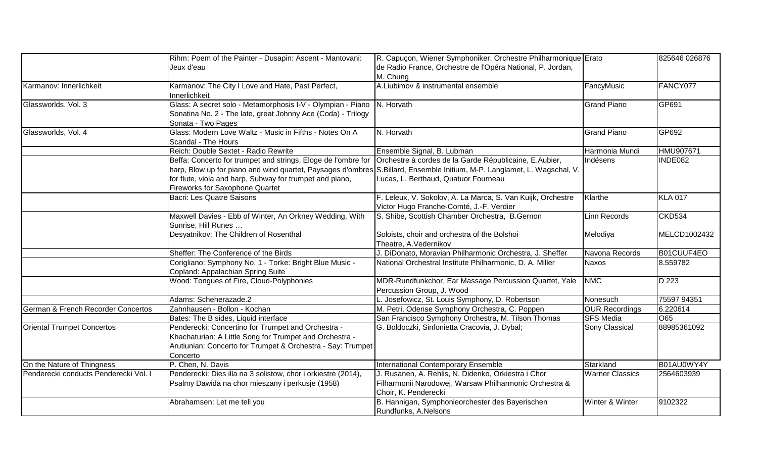| | | | | |
|---|---|---|---|---|
| | Rihm: Poem of the Painter - Dusapin: Ascent - Mantovani: Jeux d'eau | R. Capuçon, Wiener Symphoniker, Orchestre Philharmonique de Radio France, Orchestre de l'Opéra National, P. Jordan, M. Chung | Erato | 825646 026876 |
| Karmanov: Innerlichkeit | Karmanov: The City I Love and Hate, Past Perfect, Innerlichkeit | A.Liubimov & instrumental ensemble | FancyMusic | FANCY077 |
| Glassworlds, Vol. 3 | Glass: A secret solo - Metamorphosis I-V - Olympian - Piano Sonatina No. 2 - The late, great Johnny Ace (Coda) - Trilogy Sonata - Two Pages | N. Horvath | Grand Piano | GP691 |
| Glassworlds, Vol. 4 | Glass: Modern Love Waltz - Music in Fifths - Notes On A Scandal - The Hours | N. Horvath | Grand Piano | GP692 |
| | Reich: Double Sextet - Radio Rewrite | Ensemble Signal, B. Lubman | Harmonia Mundi | HMU907671 |
| | Beffa: Concerto for trumpet and strings, Eloge de l'ombre for harp, Blow up for piano and wind quartet, Paysages d'ombres for flute, viola and harp, Subway for trumpet and piano, Fireworks for Saxophone Quartet | Orchestre à cordes de la Garde Républicaine, E.Aubier, S.Billard, Ensemble Initium, M-P. Langlamet, L. Wagschal, V. Lucas, L. Berthaud, Quatuor Fourneau | Indésens | INDE082 |
| | Bacri: Les Quatre Saisons | F. Leleux, V. Sokolov, A. La Marca, S. Van Kuijk, Orchestre Victor Hugo Franche-Comté, J.-F. Verdier | Klarthe | KLA 017 |
| | Maxwell Davies - Ebb of Winter, An Orkney Wedding, With Sunrise, Hill Runes … | S. Shibe, Scottish Chamber Orchestra, B.Gernon | Linn Records | CKD534 |
| | Desyatnikov: The Children of Rosenthal | Soloists, choir and orchestra of the Bolshoi Theatre, A.Vedernikov | Melodiya | MELCD1002432 |
| | Sheffer: The Conference of the Birds | J. DiDonato, Moravian Philharmonic Orchestra, J. Sheffer | Navona Records | B01CUUF4EO |
| | Corigliano: Symphony No. 1 - Torke: Bright Blue Music - Copland: Appalachian Spring Suite | National Orchestral Institute Philharmonic, D. A. Miller | Naxos | 8.559782 |
| | Wood: Tongues of Fire, Cloud-Polyphonies | MDR-Rundfunkchor, Ear Massage Percussion Quartet, Yale Percussion Group, J. Wood | NMC | D 223 |
| | Adams: Scheherazade.2 | L. Josefowicz, St. Louis Symphony, D. Robertson | Nonesuch | 75597 94351 |
| German & French Recorder Concertos | Zahnhausen - Bollon - Kochan | M. Petri, Odense Symphony Orchestra, C. Poppen | OUR Recordings | 6.220614 |
| | Bates: The B sides, Liquid interface | San Francisco Symphony Orchestra, M. Tilson Thomas | SFS Media | O65 |
| Oriental Trumpet Concertos | Penderecki: Concertino for Trumpet and Orchestra - Khachaturian: A Little Song for Trumpet and Orchestra - Arutiunian: Concerto for Trumpet & Orchestra - Say: Trumpet Concerto | G. Boldoczki, Sinfonietta Cracovia, J. Dybal; | Sony Classical | 88985361092 |
| On the Nature of Thingness | P. Chen, N. Davis | International Contemporary Ensemble | Starkland | B01AU0WY4Y |
| Penderecki conducts Penderecki Vol. I | Penderecki: Dies illa na 3 solistow, chor i orkiestre (2014), Psalmy Dawida na chor mieszany i perkusje (1958) | J. Rusanen, A. Rehlis, N. Didenko, Orkiestra i Chor Filharmonii Narodowej, Warsaw Philharmonic Orchestra & Choir, K. Penderecki | Warner Classics | 2564603939 |
| | Abrahamsen: Let me tell you | B. Hannigan, Symphonieorchester des Bayerischen Rundfunks, A.Nelsons | Winter & Winter | 9102322 |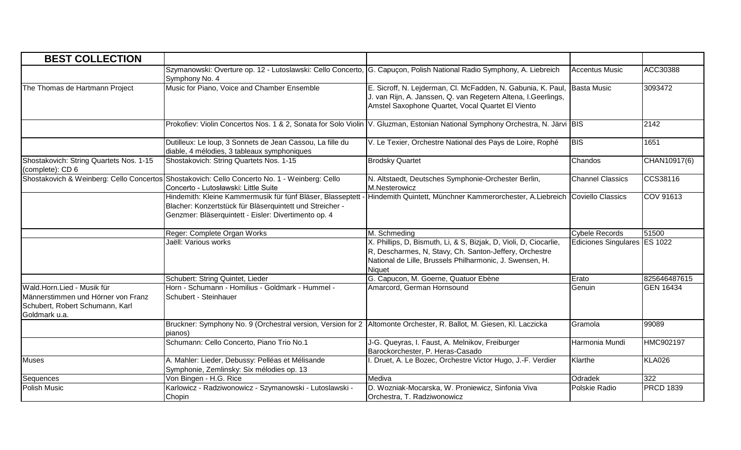| BEST COLLECTION | | | | |
|---|---|---|---|---|
| | Szymanowski: Overture op. 12 - Lutoslawski: Cello Concerto, Symphony No. 4 | G. Capuçon, Polish National Radio Symphony, A. Liebreich | Accentus Music | ACC30388 |
| The Thomas de Hartmann Project | Music for Piano, Voice and Chamber Ensemble | E. Sicroff, N. Lejderman, Cl. McFadden, N. Gabunia, K. Paul, J. van Rijn, A. Janssen, Q. van Regetern Altena, I.Geerlings, Amstel Saxophone Quartet, Vocal Quartet El Viento | Basta Music | 3093472 |
| | Prokofiev: Violin Concertos Nos. 1 & 2, Sonata for Solo Violin | V. Gluzman, Estonian National Symphony Orchestra, N. Järvi | BIS | 2142 |
| | Dutilleux: Le loup, 3 Sonnets de Jean Cassou, La fille du diable, 4 mélodies, 3 tableaux symphoniques | V. Le Texier, Orchestre National des Pays de Loire, Rophé | BIS | 1651 |
| Shostakovich: String Quartets Nos. 1-15 (complete): CD 6 | Shostakovich: String Quartets Nos. 1-15 | Brodsky Quartet | Chandos | CHAN10917(6) |
| Shostakovich & Weinberg: Cello Concertos | Shostakovich: Cello Concerto No. 1 - Weinberg: Cello Concerto - Lutosławski: Little Suite | N. Altstaedt, Deutsches Symphonie-Orchester Berlin, M.Nesterowicz | Channel Classics | CCS38116 |
| | Hindemith: Kleine Kammermusik für fünf Bläser, Blasseptett - Blacher: Konzertstück für Bläserquintett und Streicher - Genzmer: Bläserquintett - Eisler: Divertimento op. 4 | Hindemith Quintett, Münchner Kammerorchester, A.Liebreich | Coviello Classics | COV 91613 |
| | Reger: Complete Organ Works | M. Schmeding | Cybele Records | 51500 |
| | Jaëll: Various works | X. Phillips, D, Bismuth, Li, & S, Bizjak, D, Violi, D, Ciocarlie, R, Descharmes, N, Stavy, Ch. Santon-Jeffery, Orchestre National de Lille, Brussels Philharmonic, J. Swensen, H. Niquet | Ediciones Singulares | ES 1022 |
| | Schubert: String Quintet, Lieder | G. Capucon, M. Goerne, Quatuor Ebène | Erato | 825646487615 |
| Wald.Horn.Lied - Musik für Männerstimmen und Hörner von Franz Schubert, Robert Schumann, Karl Goldmark u.a. | Horn - Schumann - Homilius - Goldmark - Hummel - Schubert - Steinhauer | Amarcord, German Hornsound | Genuin | GEN 16434 |
| | Bruckner: Symphony No. 9 (Orchestral version, Version for 2 pianos) | Altomonte Orchester, R. Ballot, M. Giesen, Kl. Laczicka | Gramola | 99089 |
| | Schumann: Cello Concerto, Piano Trio No.1 | J-G. Queyras, I. Faust, A. Melnikov, Freiburger Barockorchester, P. Heras-Casado | Harmonia Mundi | HMC902197 |
| Muses | A. Mahler: Lieder, Debussy: Pelléas et Mélisande Symphonie, Zemlinsky: Six mélodies op. 13 | I. Druet, A. Le Bozec, Orchestre Victor Hugo, J.-F. Verdier | Klarthe | KLA026 |
| Sequences | Von Bingen - H.G. Rice | Mediva | Odradek | 322 |
| Polish Music | Karlowicz - Radziwonowicz - Szymanowski - Lutoslawski - Chopin | D. Wozniak-Mocarska, W. Proniewicz, Sinfonia Viva Orchestra, T. Radziwonowicz | Polskie Radio | PRCD 1839 |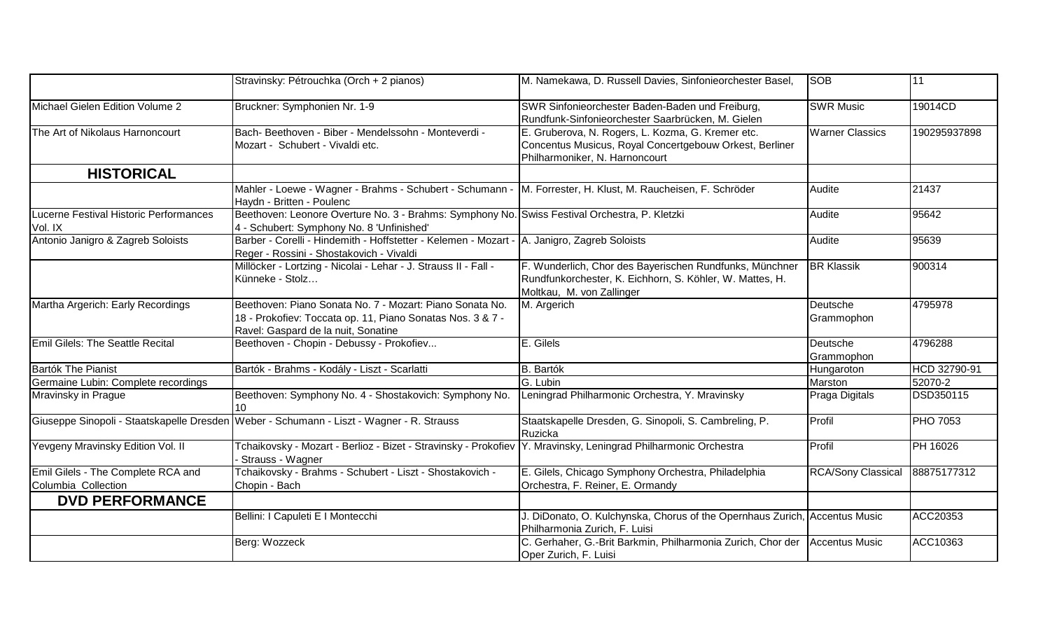| | | | | |
|---|---|---|---|---|
| | Stravinsky: Pétrouchka (Orch + 2 pianos) | M. Namekawa, D. Russell Davies, Sinfonieorchester Basel, | SOB | 11 |
| Michael Gielen Edition Volume 2 | Bruckner: Symphonien Nr. 1-9 | SWR Sinfonieorchester Baden-Baden und Freiburg, Rundfunk-Sinfonieorchester Saarbrücken, M. Gielen | SWR Music | 19014CD |
| The Art of Nikolaus Harnoncourt | Bach- Beethoven - Biber - Mendelssohn - Monteverdi - Mozart - Schubert - Vivaldi etc. | E. Gruberova, N. Rogers, L. Kozma, G. Kremer etc. Concentus Musicus, Royal Concertgebouw Orkest, Berliner Philharmoniker, N. Harnoncourt | Warner Classics | 190295937898 |
| **HISTORICAL** | | | | |
| | Mahler - Loewe - Wagner - Brahms - Schubert - Schumann - Haydn - Britten - Poulenc | M. Forrester, H. Klust, M. Raucheisen, F. Schröder | Audite | 21437 |
| Lucerne Festival Historic Performances Vol. IX | Beethoven: Leonore Overture No. 3 - Brahms: Symphony No. 4 - Schubert: Symphony No. 8 'Unfinished' | Swiss Festival Orchestra, P. Kletzki | Audite | 95642 |
| Antonio Janigro & Zagreb Soloists | Barber - Corelli - Hindemith - Hoffstetter - Kelemen - Mozart - Reger - Rossini - Shostakovich - Vivaldi | A. Janigro, Zagreb Soloists | Audite | 95639 |
| | Millöcker - Lortzing - Nicolai - Lehar - J. Strauss II - Fall - Künneke - Stolz… | F. Wunderlich, Chor des Bayerischen Rundfunks, Münchner Rundfunkorchester, K. Eichhorn, S. Köhler, W. Mattes, H. Moltkau, M. von Zallinger | BR Klassik | 900314 |
| Martha Argerich: Early Recordings | Beethoven: Piano Sonata No. 7 - Mozart: Piano Sonata No. 18 - Prokofiev: Toccata op. 11, Piano Sonatas Nos. 3 & 7 - Ravel: Gaspard de la nuit, Sonatine | M. Argerich | Deutsche Grammophon | 4795978 |
| Emil Gilels: The Seattle Recital | Beethoven - Chopin - Debussy - Prokofiev... | E. Gilels | Deutsche Grammophon | 4796288 |
| Bartók The Pianist | Bartók - Brahms - Kodály - Liszt - Scarlatti | B. Bartók | Hungaroton | HCD 32790-91 |
| Germaine Lubin: Complete recordings | | G. Lubin | Marston | 52070-2 |
| Mravinsky in Prague | Beethoven: Symphony No. 4 - Shostakovich: Symphony No. 10 | Leningrad Philharmonic Orchestra, Y. Mravinsky | Praga Digitals | DSD350115 |
| Giuseppe Sinopoli - Staatskapelle Dresden | Weber - Schumann - Liszt - Wagner - R. Strauss | Staatskapelle Dresden, G. Sinopoli, S. Cambreling, P. Ruzicka | Profil | PHO 7053 |
| Yevgeny Mravinsky Edition Vol. II | Tchaikovsky - Mozart - Berlioz - Bizet - Stravinsky - Prokofiev - Strauss - Wagner | Y. Mravinsky, Leningrad Philharmonic Orchestra | Profil | PH 16026 |
| Emil Gilels - The Complete RCA and Columbia Collection | Tchaikovsky - Brahms - Schubert - Liszt - Shostakovich - Chopin - Bach | E. Gilels, Chicago Symphony Orchestra, Philadelphia Orchestra, F. Reiner, E. Ormandy | RCA/Sony Classical | 88875177312 |
| **DVD PERFORMANCE** | | | | |
| | Bellini: I Capuleti E I Montecchi | J. DiDonato, O. Kulchynska, Chorus of the Opernhaus Zurich, Philharmonia Zurich, F. Luisi | Accentus Music | ACC20353 |
| | Berg: Wozzeck | C. Gerhaher, G.-Brit Barkmin, Philharmonia Zurich, Chor der Oper Zurich, F. Luisi | Accentus Music | ACC10363 |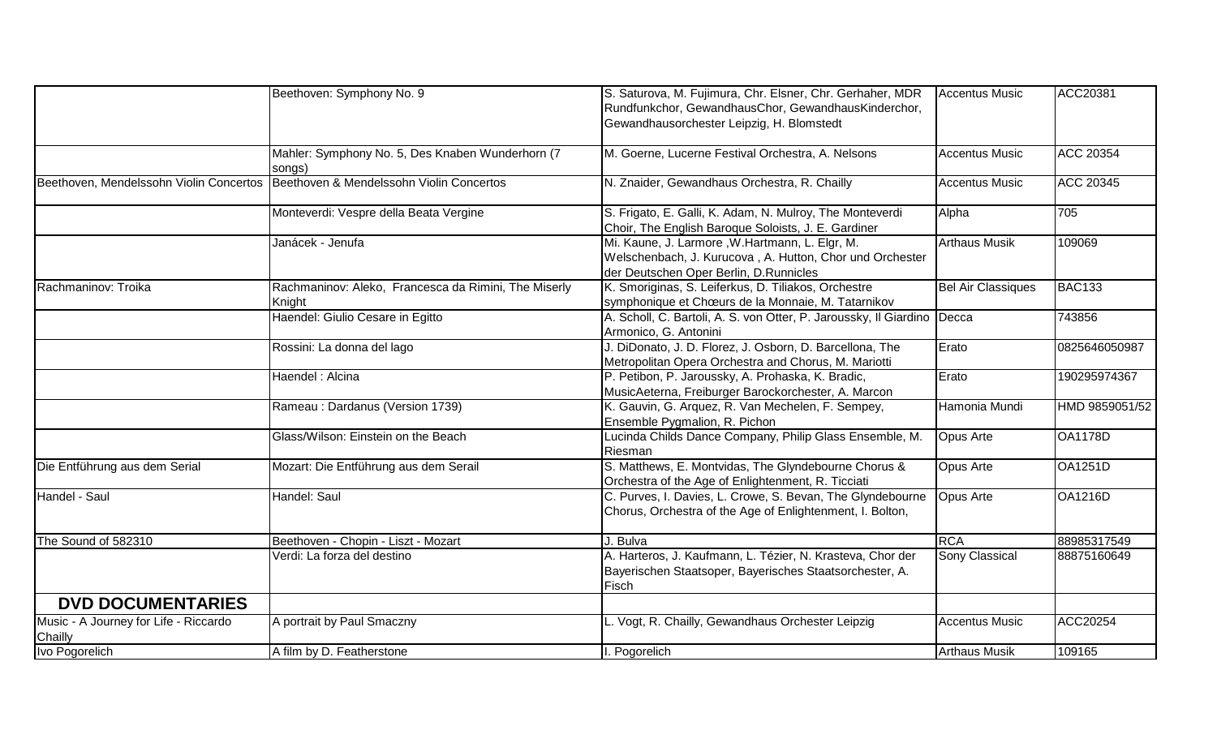| | | | | |
|---|---|---|---|---|
| | Beethoven: Symphony No. 9 | S. Saturova, M. Fujimura, Chr. Elsner, Chr. Gerhaher, MDR RundfunkChor, GewandhausChor, GewandhausKinderchor, Gewandhausorchester Leipzig, H. Blomstedt | Accentus Music | ACC20381 |
| | Mahler: Symphony No. 5, Des Knaben Wunderhorn (7 songs) | M. Goerne, Lucerne Festival Orchestra, A. Nelsons | Accentus Music | ACC 20354 |
| Beethoven, Mendelssohn Violin Concertos | Beethoven & Mendelssohn Violin Concertos | N. Znaider, Gewandhaus Orchestra, R. Chailly | Accentus Music | ACC 20345 |
| | Monteverdi: Vespre della Beata Vergine | S. Frigato, E. Galli, K. Adam, N. Mulroy, The Monteverdi Choir, The English Baroque Soloists, J. E. Gardiner | Alpha | 705 |
| | Janácek - Jenufa | Mi. Kaune, J. Larmore ,W.Hartmann, L. Elgr, M. Welschenbach, J. Kurucova , A. Hutton, Chor und Orchester der Deutschen Oper Berlin, D.Runnicles | Arthaus Musik | 109069 |
| Rachmaninov: Troika | Rachmaninov: Aleko, Francesca da Rimini, The Miserly Knight | K. Smoriginas, S. Leiferkus, D. Tiliakos, Orchestre symphonique et Chœurs de la Monnaie, M. Tatarnikov | Bel Air Classiques | BAC133 |
| | Haendel: Giulio Cesare in Egitto | A. Scholl, C. Bartoli, A. S. von Otter, P. Jaroussky, Il Giardino Armonico, G. Antonini | Decca | 743856 |
| | Rossini: La donna del lago | J. DiDonato, J. D. Florez, J. Osborn, D. Barcellona, The Metropolitan Opera Orchestra and Chorus, M. Mariotti | Erato | 0825646050987 |
| | Haendel : Alcina | P. Petibon, P. Jaroussky, A. Prohaska, K. Bradic, MusicAeterna, Freiburger Barockorchester, A. Marcon | Erato | 190295974367 |
| | Rameau : Dardanus (Version 1739) | K. Gauvin, G. Arquez, R. Van Mechelen, F. Sempey, Ensemble Pygmalion, R. Pichon | Hamonia Mundi | HMD 9859051/52 |
| | Glass/Wilson: Einstein on the Beach | Lucinda Childs Dance Company, Philip Glass Ensemble, M. Riesman | Opus Arte | OA1178D |
| Die Entführung aus dem Serial | Mozart: Die Entführung aus dem Serail | S. Matthews, E. Montvidas, The Glyndebourne Chorus & Orchestra of the Age of Enlightenment, R. Ticciati | Opus Arte | OA1251D |
| Handel - Saul | Handel: Saul | C. Purves, I. Davies, L. Crowe, S. Bevan, The Glyndebourne Chorus, Orchestra of the Age of Enlightenment, I. Bolton, | Opus Arte | OA1216D |
| The Sound of 582310 | Beethoven - Chopin - Liszt - Mozart | J. Bulva | RCA | 88985317549 |
| | Verdi: La forza del destino | A. Harteros, J. Kaufmann, L. Tézier, N. Krasteva, Chor der Bayerischen Staatsoper, Bayerisches Staatsorchester, A. Fisch | Sony Classical | 88875160649 |
| **DVD DOCUMENTARIES** | | | | |
| Music - A Journey for Life - Riccardo Chailly | A portrait by Paul Smaczny | L. Vogt, R. Chailly, Gewandhaus Orchester Leipzig | Accentus Music | ACC20254 |
| Ivo Pogorelich | A film by D. Featherstone | I. Pogorelich | Arthaus Musik | 109165 |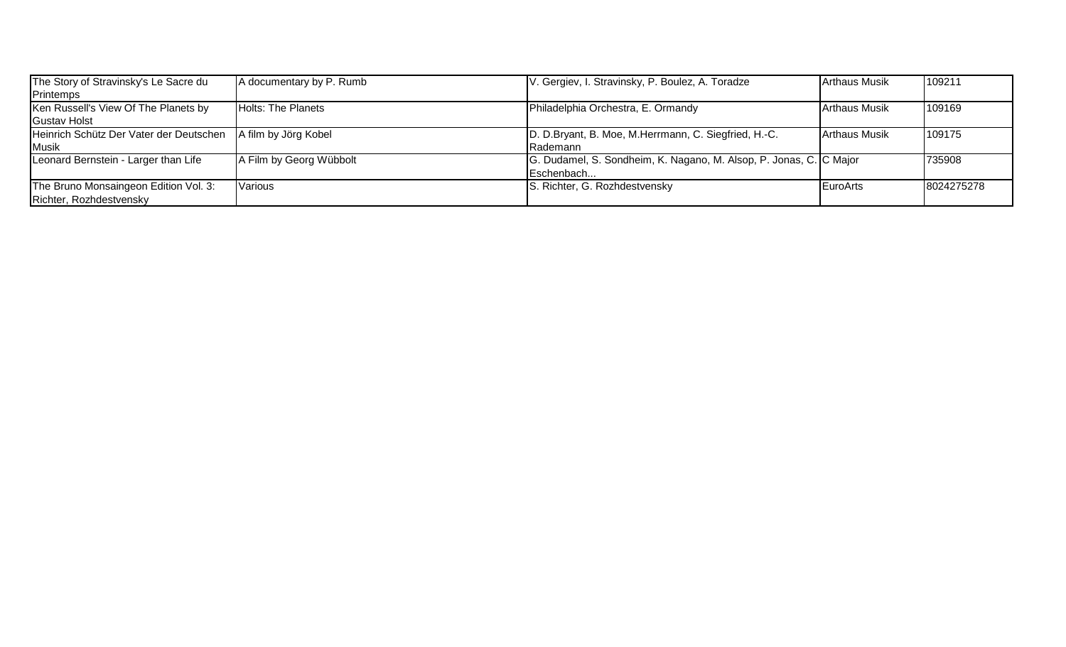| | | | | |
|---|---|---|---|---|
| The Story of Stravinsky's Le Sacre du Printemps | A documentary by P. Rumb | V. Gergiev, I. Stravinsky, P. Boulez, A. Toradze | Arthaus Musik | 109211 |
| Ken Russell's View Of The Planets by Gustav Holst | Holts: The Planets | Philadelphia Orchestra, E. Ormandy | Arthaus Musik | 109169 |
| Heinrich Schütz Der Vater der Deutschen Musik | A film by Jörg Kobel | D. D.Bryant, B. Moe, M.Herrmann, C. Siegfried, H.-C. Rademann | Arthaus Musik | 109175 |
| Leonard Bernstein - Larger than Life | A Film by Georg Wübbolt | G. Dudamel, S. Sondheim, K. Nagano, M. Alsop, P. Jonas, C. Eschenbach... | C Major | 735908 |
| The Bruno Monsaingeon Edition Vol. 3: Richter, Rozhdestvensky | Various | S. Richter, G. Rozhdestvensky | EuroArts | 8024275278 |